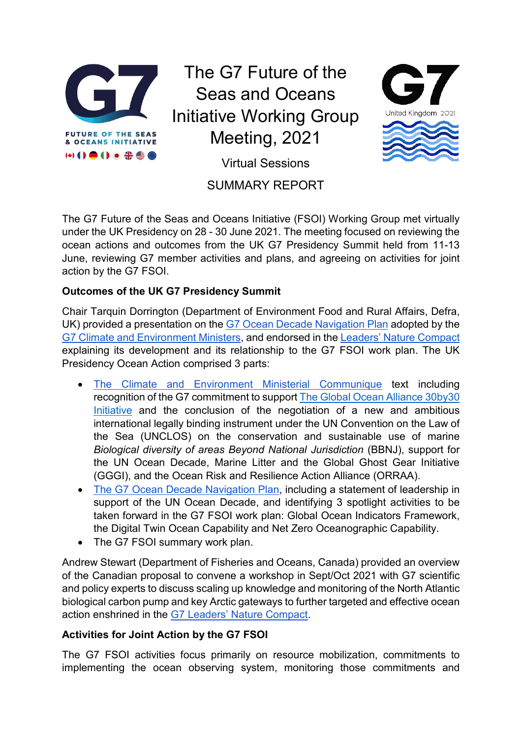# The G7 Future of the Seas and Oceans Initiative Working Group Meeting, 2021

Virtual Sessions

SUMMARY REPORT

The G7 Future of the Seas and Oceans Initiative (FSOI) Working Group met virtually under the UK Presidency on 28 - 30 June 2021. The meeting focused on reviewing the ocean actions and outcomes from the UK G7 Presidency Summit held from 11-13 June, reviewing G7 member activities and plans, and agreeing on activities for joint action by the G7 FSOI.

**Outcomes of the UK G7 Presidency Summit**

Chair Tarquin Dorrington (Department of Environment Food and Rural Affairs, Defra, UK) provided a presentation on the G7 Ocean Decade Navigation Plan adopted by the G7 Climate and Environment Ministers, and endorsed in the Leaders' Nature Compact explaining its development and its relationship to the G7 FSOI work plan. The UK Presidency Ocean Action comprised 3 parts:

- The Climate and Environment Ministerial Communique text including recognition of the G7 commitment to support The Global Ocean Alliance 30by30 Initiative and the conclusion of the negotiation of a new and ambitious international legally binding instrument under the UN Convention on the Law of the Sea (UNCLOS) on the conservation and sustainable use of marine *Biological diversity of areas Beyond National Jurisdiction* (BBNJ), support for the UN Ocean Decade, Marine Litter and the Global Ghost Gear Initiative (GGGI), and the Ocean Risk and Resilience Action Alliance (ORRAA).
- The G7 Ocean Decade Navigation Plan, including a statement of leadership in support of the UN Ocean Decade, and identifying 3 spotlight activities to be taken forward in the G7 FSOI work plan: Global Ocean Indicators Framework, the Digital Twin Ocean Capability and Net Zero Oceanographic Capability.
- The G7 FSOI summary work plan.

Andrew Stewart (Department of Fisheries and Oceans, Canada) provided an overview of the Canadian proposal to convene a workshop in Sept/Oct 2021 with G7 scientific and policy experts to discuss scaling up knowledge and monitoring of the North Atlantic biological carbon pump and key Arctic gateways to further targeted and effective ocean action enshrined in the G7 Leaders' Nature Compact.

**Activities for Joint Action by the G7 FSOI**

The G7 FSOI activities focus primarily on resource mobilization, commitments to implementing the ocean observing system, monitoring those commitments and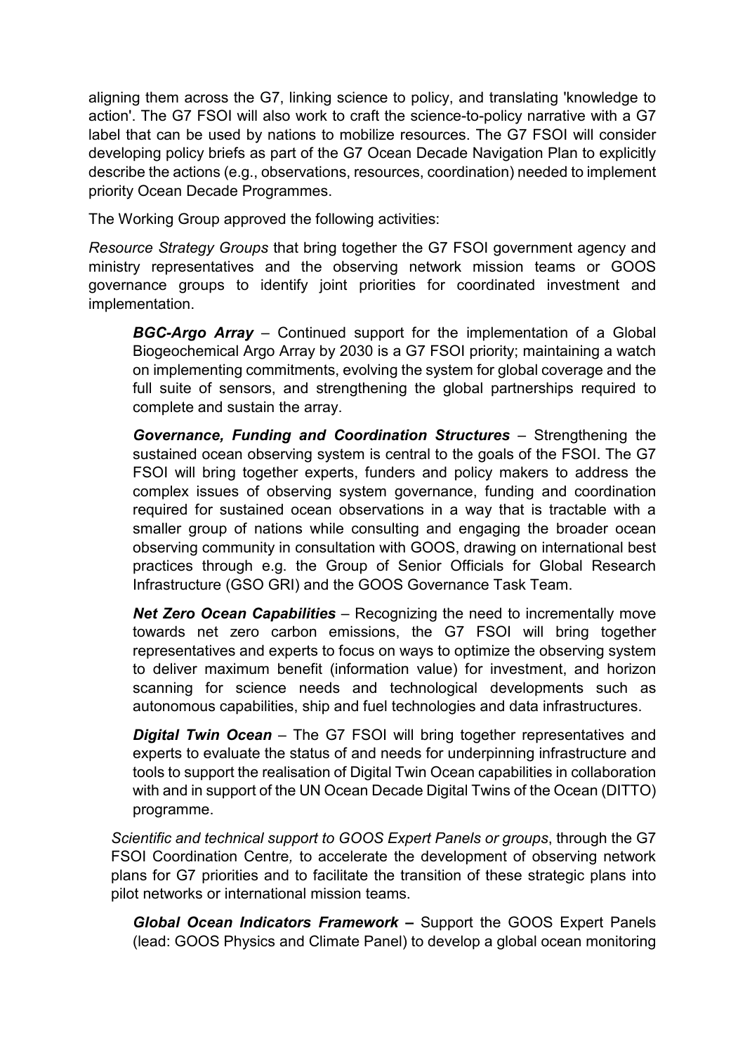aligning them across the G7, linking science to policy, and translating 'knowledge to action'. The G7 FSOI will also work to craft the science-to-policy narrative with a G7 label that can be used by nations to mobilize resources. The G7 FSOI will consider developing policy briefs as part of the G7 Ocean Decade Navigation Plan to explicitly describe the actions (e.g., observations, resources, coordination) needed to implement priority Ocean Decade Programmes.

The Working Group approved the following activities:

*Resource Strategy Groups* that bring together the G7 FSOI government agency and ministry representatives and the observing network mission teams or GOOS governance groups to identify joint priorities for coordinated investment and implementation.

> ***BGC-Argo Array*** – Continued support for the implementation of a Global Biogeochemical Argo Array by 2030 is a G7 FSOI priority; maintaining a watch on implementing commitments, evolving the system for global coverage and the full suite of sensors, and strengthening the global partnerships required to complete and sustain the array.
>
> ***Governance, Funding and Coordination Structures*** – Strengthening the sustained ocean observing system is central to the goals of the FSOI. The G7 FSOI will bring together experts, funders and policy makers to address the complex issues of observing system governance, funding and coordination required for sustained ocean observations in a way that is tractable with a smaller group of nations while consulting and engaging the broader ocean observing community in consultation with GOOS, drawing on international best practices through e.g. the Group of Senior Officials for Global Research Infrastructure (GSO GRI) and the GOOS Governance Task Team.
>
> ***Net Zero Ocean Capabilities*** – Recognizing the need to incrementally move towards net zero carbon emissions, the G7 FSOI will bring together representatives and experts to focus on ways to optimize the observing system to deliver maximum benefit (information value) for investment, and horizon scanning for science needs and technological developments such as autonomous capabilities, ship and fuel technologies and data infrastructures.
>
> ***Digital Twin Ocean*** – The G7 FSOI will bring together representatives and experts to evaluate the status of and needs for underpinning infrastructure and tools to support the realisation of Digital Twin Ocean capabilities in collaboration with and in support of the UN Ocean Decade Digital Twins of the Ocean (DITTO) programme.

*Scientific and technical support to GOOS Expert Panels or groups*, through the G7 FSOI Coordination Centre*,* to accelerate the development of observing network plans for G7 priorities and to facilitate the transition of these strategic plans into pilot networks or international mission teams.

> ***Global Ocean Indicators Framework –*** Support the GOOS Expert Panels (lead: GOOS Physics and Climate Panel) to develop a global ocean monitoring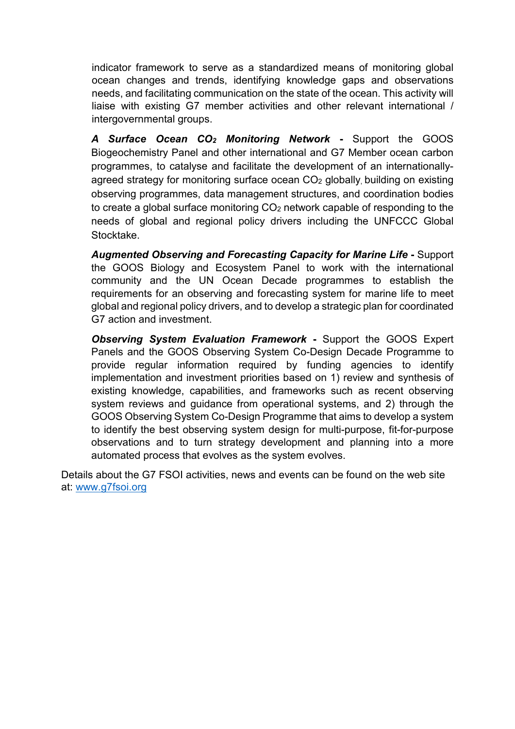indicator framework to serve as a standardized means of monitoring global ocean changes and trends, identifying knowledge gaps and observations needs, and facilitating communication on the state of the ocean. This activity will liaise with existing G7 member activities and other relevant international / intergovernmental groups.

***A Surface Ocean $CO_2$ Monitoring Network*** **-** Support the GOOS Biogeochemistry Panel and other international and G7 Member ocean carbon programmes, to catalyse and facilitate the development of an internationally-agreed strategy for monitoring surface ocean $CO_2$ globally, building on existing observing programmes, data management structures, and coordination bodies to create a global surface monitoring $CO_2$ network capable of responding to the needs of global and regional policy drivers including the UNFCCC Global Stocktake.

***Augmented Observing and Forecasting Capacity for Marine Life*** **-** Support the GOOS Biology and Ecosystem Panel to work with the international community and the UN Ocean Decade programmes to establish the requirements for an observing and forecasting system for marine life to meet global and regional policy drivers, and to develop a strategic plan for coordinated G7 action and investment.

***Observing System Evaluation Framework*** **-** Support the GOOS Expert Panels and the GOOS Observing System Co-Design Decade Programme to provide regular information required by funding agencies to identify implementation and investment priorities based on 1) review and synthesis of existing knowledge, capabilities, and frameworks such as recent observing system reviews and guidance from operational systems, and 2) through the GOOS Observing System Co-Design Programme that aims to develop a system to identify the best observing system design for multi-purpose, fit-for-purpose observations and to turn strategy development and planning into a more automated process that evolves as the system evolves.

Details about the G7 FSOI activities, news and events can be found on the web site at: [www.g7fsoi.org](http://www.g7fsoi.org)